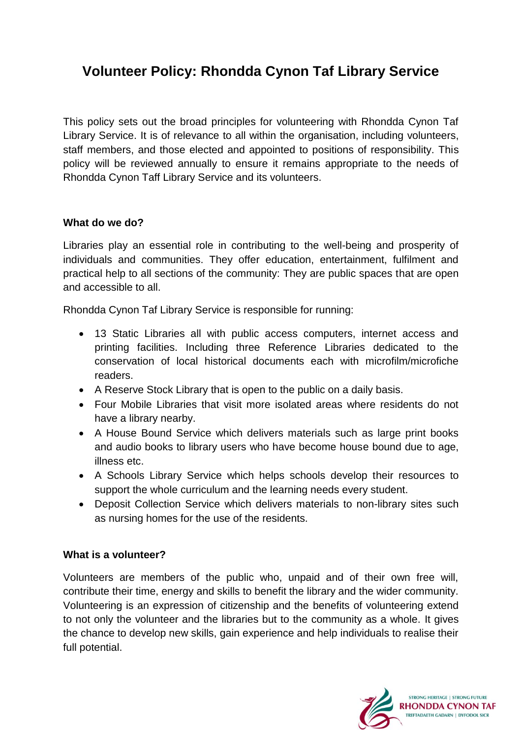# Volunteer Policy: Rhondda Cynon Taf Library Service

This policy sets out the broad principles for volunteering with Rhondda Cynon Taf Library Service. It is of relevance to all within the organisation, including volunteers, staff members, and those elected and appointed to positions of responsibility. This policy will be reviewed annually to ensure it remains appropriate to the needs of Rhondda Cynon Taff Library Service and its volunteers.

**What do we do?**

Libraries play an essential role in contributing to the well-being and prosperity of individuals and communities. They offer education, entertainment, fulfilment and practical help to all sections of the community: They are public spaces that are open and accessible to all.

Rhondda Cynon Taf Library Service is responsible for running:

- 13 Static Libraries all with public access computers, internet access and printing facilities. Including three Reference Libraries dedicated to the conservation of local historical documents each with microfilm/microfiche readers.
- A Reserve Stock Library that is open to the public on a daily basis.
- Four Mobile Libraries that visit more isolated areas where residents do not have a library nearby.
- A House Bound Service which delivers materials such as large print books and audio books to library users who have become house bound due to age, illness etc.
- A Schools Library Service which helps schools develop their resources to support the whole curriculum and the learning needs every student.
- Deposit Collection Service which delivers materials to non-library sites such as nursing homes for the use of the residents.

**What is a volunteer?**

Volunteers are members of the public who, unpaid and of their own free will, contribute their time, energy and skills to benefit the library and the wider community. Volunteering is an expression of citizenship and the benefits of volunteering extend to not only the volunteer and the libraries but to the community as a whole. It gives the chance to develop new skills, gain experience and help individuals to realise their full potential.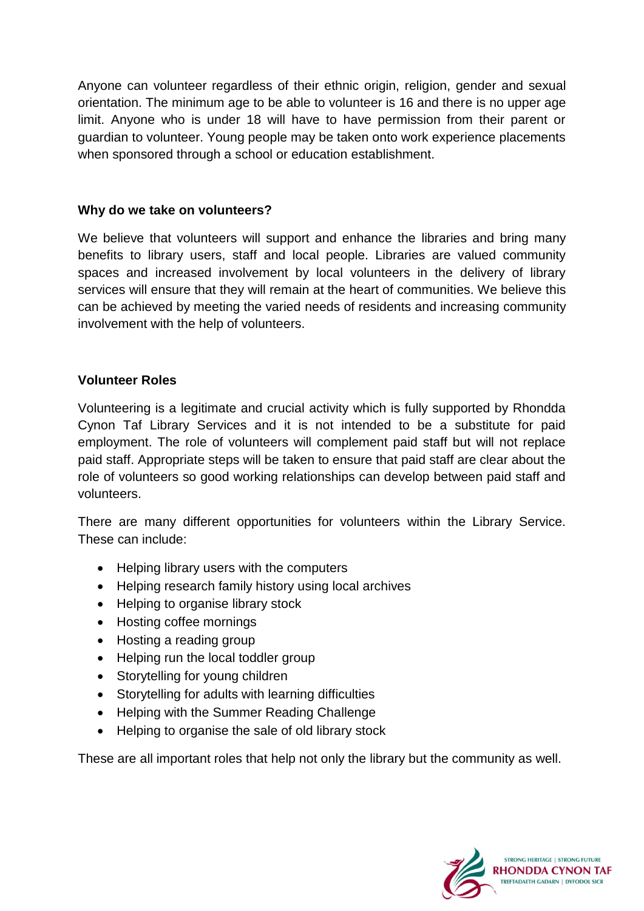Anyone can volunteer regardless of their ethnic origin, religion, gender and sexual orientation. The minimum age to be able to volunteer is 16 and there is no upper age limit. Anyone who is under 18 will have to have permission from their parent or guardian to volunteer. Young people may be taken onto work experience placements when sponsored through a school or education establishment.

**Why do we take on volunteers?**

We believe that volunteers will support and enhance the libraries and bring many benefits to library users, staff and local people. Libraries are valued community spaces and increased involvement by local volunteers in the delivery of library services will ensure that they will remain at the heart of communities. We believe this can be achieved by meeting the varied needs of residents and increasing community involvement with the help of volunteers.

**Volunteer Roles**

Volunteering is a legitimate and crucial activity which is fully supported by Rhondda Cynon Taf Library Services and it is not intended to be a substitute for paid employment. The role of volunteers will complement paid staff but will not replace paid staff. Appropriate steps will be taken to ensure that paid staff are clear about the role of volunteers so good working relationships can develop between paid staff and volunteers.

There are many different opportunities for volunteers within the Library Service. These can include:

- Helping library users with the computers
- Helping research family history using local archives
- Helping to organise library stock
- Hosting coffee mornings
- Hosting a reading group
- Helping run the local toddler group
- Storytelling for young children
- Storytelling for adults with learning difficulties
- Helping with the Summer Reading Challenge
- Helping to organise the sale of old library stock

These are all important roles that help not only the library but the community as well.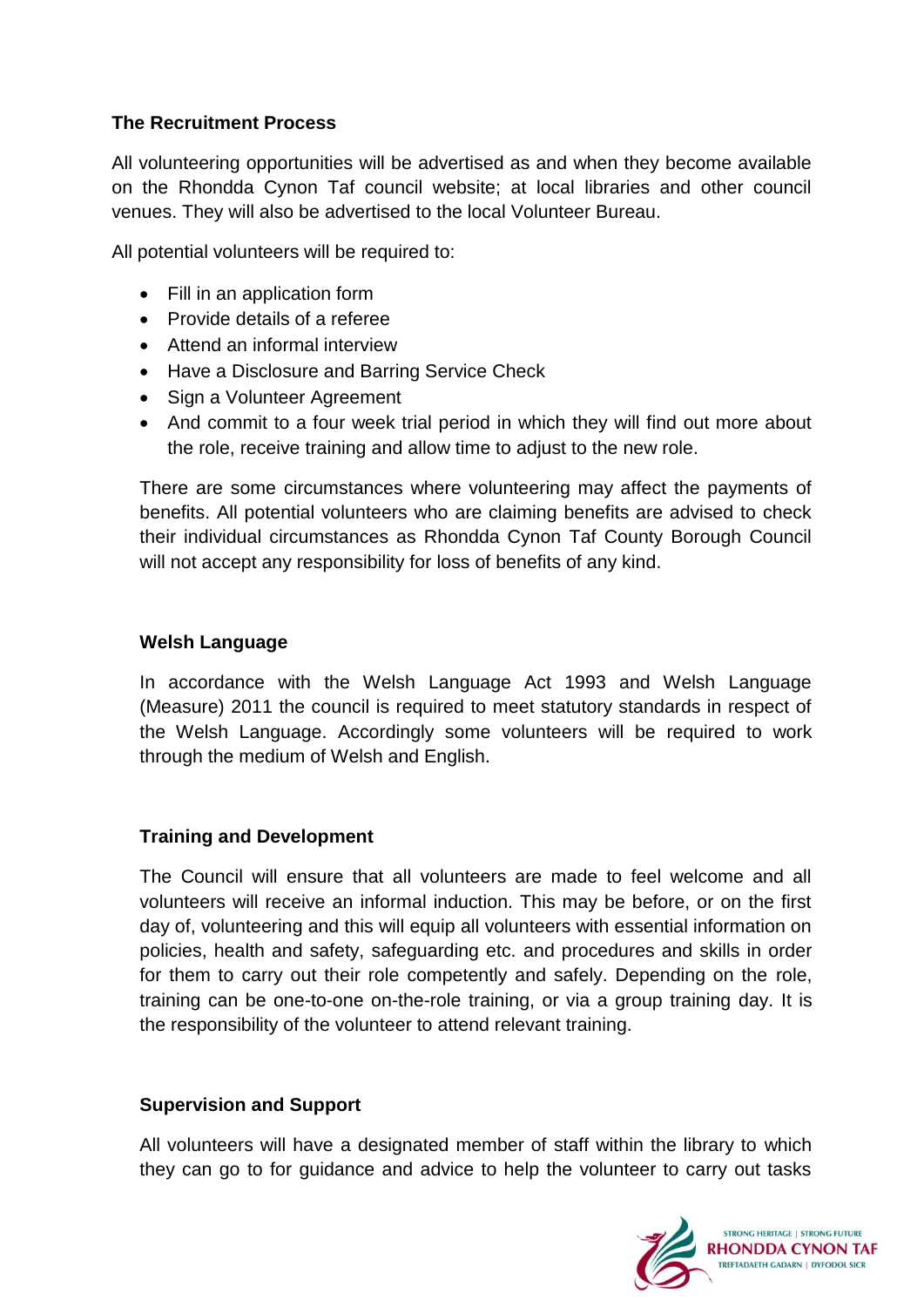## The Recruitment Process

All volunteering opportunities will be advertised as and when they become available on the Rhondda Cynon Taf council website; at local libraries and other council venues. They will also be advertised to the local Volunteer Bureau.

All potential volunteers will be required to:

- Fill in an application form
- Provide details of a referee
- Attend an informal interview
- Have a Disclosure and Barring Service Check
- Sign a Volunteer Agreement
- And commit to a four week trial period in which they will find out more about the role, receive training and allow time to adjust to the new role.

There are some circumstances where volunteering may affect the payments of benefits. All potential volunteers who are claiming benefits are advised to check their individual circumstances as Rhondda Cynon Taf County Borough Council will not accept any responsibility for loss of benefits of any kind.

## Welsh Language

In accordance with the Welsh Language Act 1993 and Welsh Language (Measure) 2011 the council is required to meet statutory standards in respect of the Welsh Language. Accordingly some volunteers will be required to work through the medium of Welsh and English.

## Training and Development

The Council will ensure that all volunteers are made to feel welcome and all volunteers will receive an informal induction. This may be before, or on the first day of, volunteering and this will equip all volunteers with essential information on policies, health and safety, safeguarding etc. and procedures and skills in order for them to carry out their role competently and safely. Depending on the role, training can be one-to-one on-the-role training, or via a group training day. It is the responsibility of the volunteer to attend relevant training.

## Supervision and Support

All volunteers will have a designated member of staff within the library to which they can go to for guidance and advice to help the volunteer to carry out tasks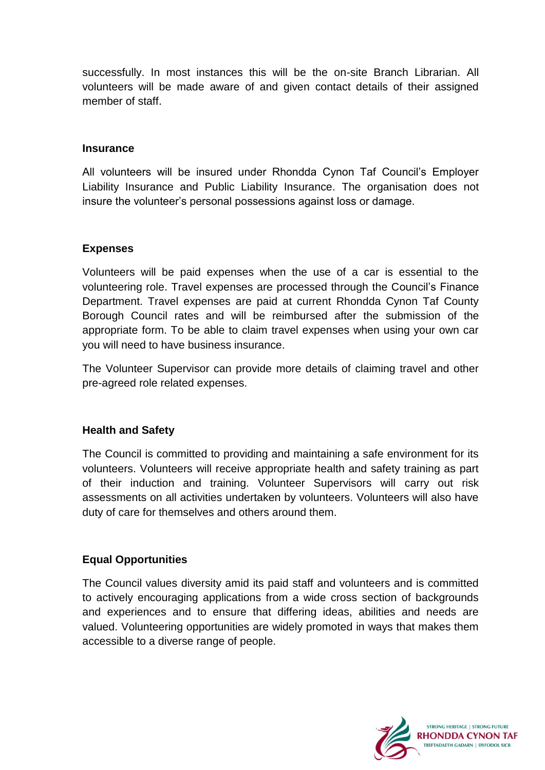successfully. In most instances this will be the on-site Branch Librarian. All volunteers will be made aware of and given contact details of their assigned member of staff.

**Insurance**

All volunteers will be insured under Rhondda Cynon Taf Council's Employer Liability Insurance and Public Liability Insurance. The organisation does not insure the volunteer's personal possessions against loss or damage.

**Expenses**

Volunteers will be paid expenses when the use of a car is essential to the volunteering role. Travel expenses are processed through the Council's Finance Department. Travel expenses are paid at current Rhondda Cynon Taf County Borough Council rates and will be reimbursed after the submission of the appropriate form. To be able to claim travel expenses when using your own car you will need to have business insurance.

The Volunteer Supervisor can provide more details of claiming travel and other pre-agreed role related expenses.

**Health and Safety**

The Council is committed to providing and maintaining a safe environment for its volunteers. Volunteers will receive appropriate health and safety training as part of their induction and training. Volunteer Supervisors will carry out risk assessments on all activities undertaken by volunteers. Volunteers will also have duty of care for themselves and others around them.

**Equal Opportunities**

The Council values diversity amid its paid staff and volunteers and is committed to actively encouraging applications from a wide cross section of backgrounds and experiences and to ensure that differing ideas, abilities and needs are valued. Volunteering opportunities are widely promoted in ways that makes them accessible to a diverse range of people.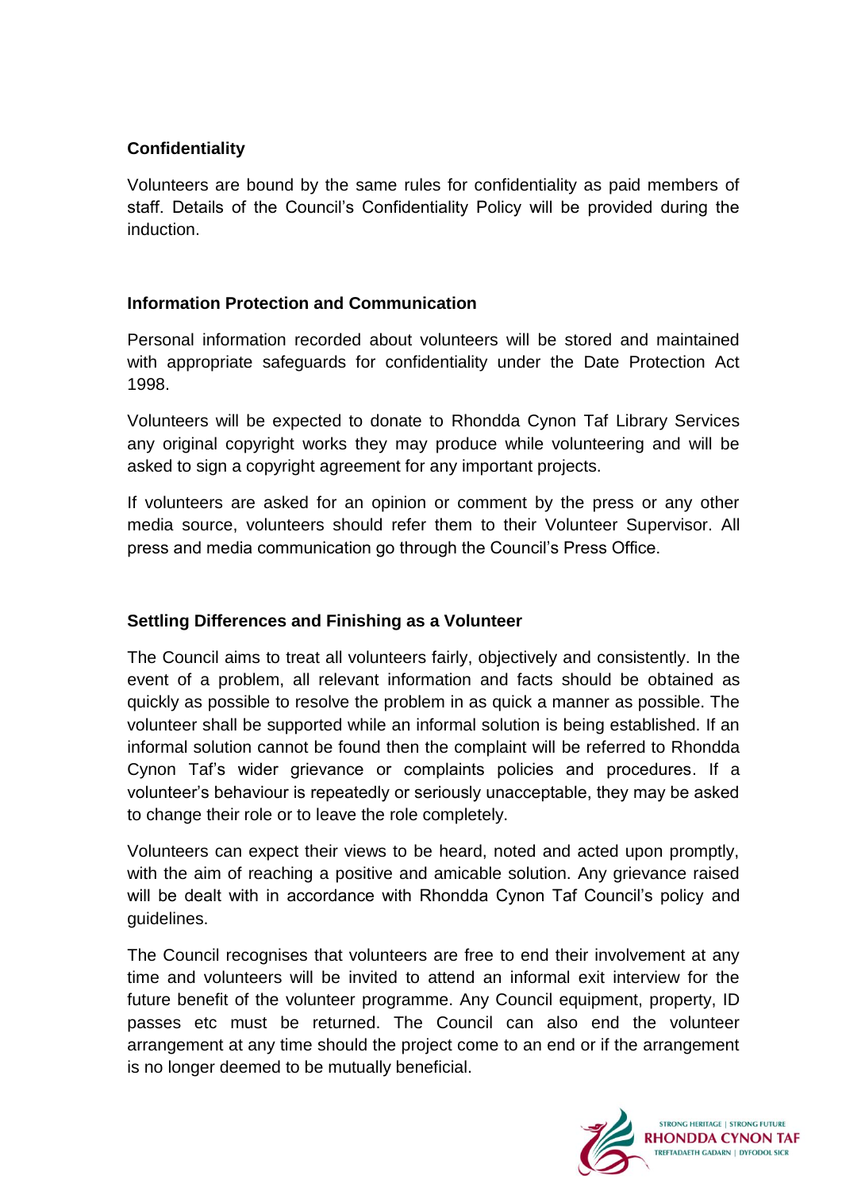**Confidentiality**

Volunteers are bound by the same rules for confidentiality as paid members of staff. Details of the Council's Confidentiality Policy will be provided during the induction.

**Information Protection and Communication**

Personal information recorded about volunteers will be stored and maintained with appropriate safeguards for confidentiality under the Date Protection Act 1998.

Volunteers will be expected to donate to Rhondda Cynon Taf Library Services any original copyright works they may produce while volunteering and will be asked to sign a copyright agreement for any important projects.

If volunteers are asked for an opinion or comment by the press or any other media source, volunteers should refer them to their Volunteer Supervisor. All press and media communication go through the Council's Press Office.

**Settling Differences and Finishing as a Volunteer**

The Council aims to treat all volunteers fairly, objectively and consistently. In the event of a problem, all relevant information and facts should be obtained as quickly as possible to resolve the problem in as quick a manner as possible. The volunteer shall be supported while an informal solution is being established. If an informal solution cannot be found then the complaint will be referred to Rhondda Cynon Taf's wider grievance or complaints policies and procedures. If a volunteer's behaviour is repeatedly or seriously unacceptable, they may be asked to change their role or to leave the role completely.

Volunteers can expect their views to be heard, noted and acted upon promptly, with the aim of reaching a positive and amicable solution. Any grievance raised will be dealt with in accordance with Rhondda Cynon Taf Council's policy and guidelines.

The Council recognises that volunteers are free to end their involvement at any time and volunteers will be invited to attend an informal exit interview for the future benefit of the volunteer programme. Any Council equipment, property, ID passes etc must be returned. The Council can also end the volunteer arrangement at any time should the project come to an end or if the arrangement is no longer deemed to be mutually beneficial.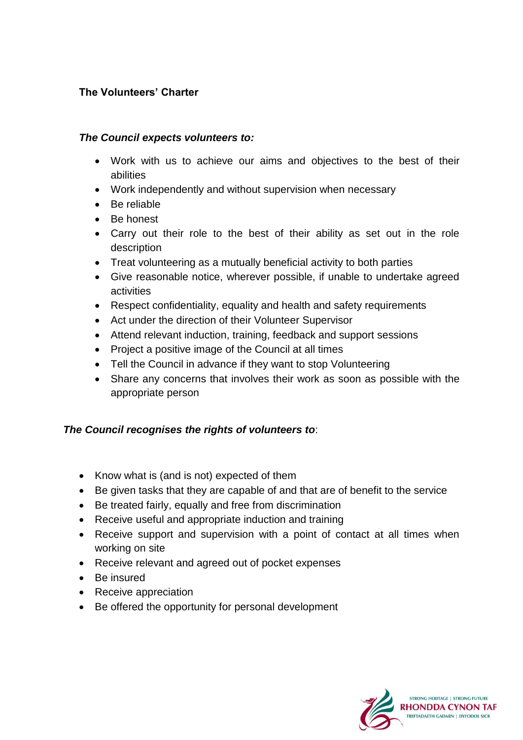## The Volunteers' Charter

***The Council expects volunteers to:***

- Work with us to achieve our aims and objectives to the best of their abilities
- Work independently and without supervision when necessary
- Be reliable
- Be honest
- Carry out their role to the best of their ability as set out in the role description
- Treat volunteering as a mutually beneficial activity to both parties
- Give reasonable notice, wherever possible, if unable to undertake agreed activities
- Respect confidentiality, equality and health and safety requirements
- Act under the direction of their Volunteer Supervisor
- Attend relevant induction, training, feedback and support sessions
- Project a positive image of the Council at all times
- Tell the Council in advance if they want to stop Volunteering
- Share any concerns that involves their work as soon as possible with the appropriate person

***The Council recognises the rights of volunteers to***:

- Know what is (and is not) expected of them
- Be given tasks that they are capable of and that are of benefit to the service
- Be treated fairly, equally and free from discrimination
- Receive useful and appropriate induction and training
- Receive support and supervision with a point of contact at all times when working on site
- Receive relevant and agreed out of pocket expenses
- Be insured
- Receive appreciation
- Be offered the opportunity for personal development

STRONG HERITAGE | STRONG FUTURE
RHONDDA CYNON TAF
TREFTADAETH GADARN | DYFODOL SICR